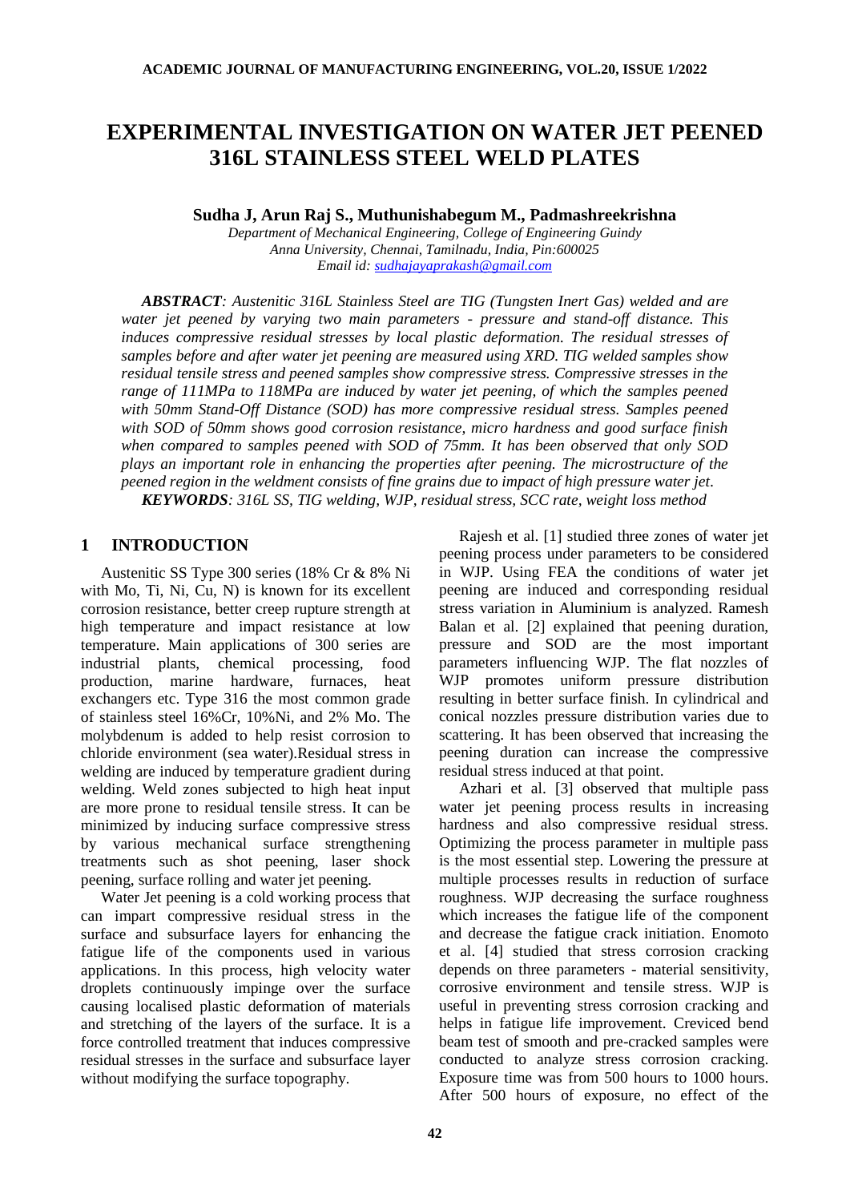# EXPERIMENTAL INVESTIGATION ON WATER JET PEENED 316L STAINLESS STEEL WELD PLATES

**Sudha J, Arun Raj S., Muthunishabegum M., Padmashreekrishna**

*Department of Mechanical Engineering, College of Engineering Guindy*
*Anna University, Chennai, Tamilnadu, India, Pin:600025*
*Email id: sudhajayaprakash@gmail.com*

***ABSTRACT****: Austenitic 316L Stainless Steel are TIG (Tungsten Inert Gas) welded and are water jet peened by varying two main parameters - pressure and stand-off distance. This induces compressive residual stresses by local plastic deformation. The residual stresses of samples before and after water jet peening are measured using XRD. TIG welded samples show residual tensile stress and peened samples show compressive stress. Compressive stresses in the range of 111MPa to 118MPa are induced by water jet peening, of which the samples peened with 50mm Stand-Off Distance (SOD) has more compressive residual stress. Samples peened with SOD of 50mm shows good corrosion resistance, micro hardness and good surface finish when compared to samples peened with SOD of 75mm. It has been observed that only SOD plays an important role in enhancing the properties after peening. The microstructure of the peened region in the weldment consists of fine grains due to impact of high pressure water jet.*

***KEYWORDS****: 316L SS, TIG welding, WJP, residual stress, SCC rate, weight loss method*

## 1 INTRODUCTION

Austenitic SS Type 300 series (18% Cr & 8% Ni with Mo, Ti, Ni, Cu, N) is known for its excellent corrosion resistance, better creep rupture strength at high temperature and impact resistance at low temperature. Main applications of 300 series are industrial plants, chemical processing, food production, marine hardware, furnaces, heat exchangers etc. Type 316 the most common grade of stainless steel 16%Cr, 10%Ni, and 2% Mo. The molybdenum is added to help resist corrosion to chloride environment (sea water).Residual stress in welding are induced by temperature gradient during welding. Weld zones subjected to high heat input are more prone to residual tensile stress. It can be minimized by inducing surface compressive stress by various mechanical surface strengthening treatments such as shot peening, laser shock peening, surface rolling and water jet peening.

Water Jet peening is a cold working process that can impart compressive residual stress in the surface and subsurface layers for enhancing the fatigue life of the components used in various applications. In this process, high velocity water droplets continuously impinge over the surface causing localised plastic deformation of materials and stretching of the layers of the surface. It is a force controlled treatment that induces compressive residual stresses in the surface and subsurface layer without modifying the surface topography.

Rajesh et al. [1] studied three zones of water jet peening process under parameters to be considered in WJP. Using FEA the conditions of water jet peening are induced and corresponding residual stress variation in Aluminium is analyzed. Ramesh Balan et al. [2] explained that peening duration, pressure and SOD are the most important parameters influencing WJP. The flat nozzles of WJP promotes uniform pressure distribution resulting in better surface finish. In cylindrical and conical nozzles pressure distribution varies due to scattering. It has been observed that increasing the peening duration can increase the compressive residual stress induced at that point.

Azhari et al. [3] observed that multiple pass water jet peening process results in increasing hardness and also compressive residual stress. Optimizing the process parameter in multiple pass is the most essential step. Lowering the pressure at multiple processes results in reduction of surface roughness. WJP decreasing the surface roughness which increases the fatigue life of the component and decrease the fatigue crack initiation. Enomoto et al. [4] studied that stress corrosion cracking depends on three parameters - material sensitivity, corrosive environment and tensile stress. WJP is useful in preventing stress corrosion cracking and helps in fatigue life improvement. Creviced bend beam test of smooth and pre-cracked samples were conducted to analyze stress corrosion cracking. Exposure time was from 500 hours to 1000 hours. After 500 hours of exposure, no effect of the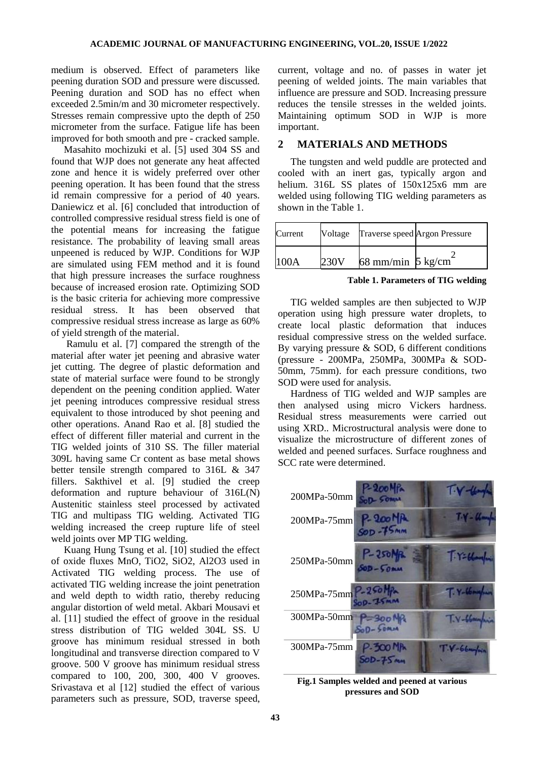medium is observed. Effect of parameters like peening duration SOD and pressure were discussed. Peening duration and SOD has no effect when exceeded 2.5min/m and 30 micrometer respectively. Stresses remain compressive upto the depth of 250 micrometer from the surface. Fatigue life has been improved for both smooth and pre - cracked sample.

Masahito mochizuki et al. [5] used 304 SS and found that WJP does not generate any heat affected zone and hence it is widely preferred over other peening operation. It has been found that the stress id remain compressive for a period of 40 years. Daniewicz et al. [6] concluded that introduction of controlled compressive residual stress field is one of the potential means for increasing the fatigue resistance. The probability of leaving small areas unpeened is reduced by WJP. Conditions for WJP are simulated using FEM method and it is found that high pressure increases the surface roughness because of increased erosion rate. Optimizing SOD is the basic criteria for achieving more compressive residual stress. It has been observed that compressive residual stress increase as large as 60% of yield strength of the material.

Ramulu et al. [7] compared the strength of the material after water jet peening and abrasive water jet cutting. The degree of plastic deformation and state of material surface were found to be strongly dependent on the peening condition applied. Water jet peening introduces compressive residual stress equivalent to those introduced by shot peening and other operations. Anand Rao et al. [8] studied the effect of different filler material and current in the TIG welded joints of 310 SS. The filler material 309L having same Cr content as base metal shows better tensile strength compared to 316L & 347 fillers. Sakthivel et al. [9] studied the creep deformation and rupture behaviour of 316L(N) Austenitic stainless steel processed by activated TIG and multipass TIG welding. Activated TIG welding increased the creep rupture life of steel weld joints over MP TIG welding.

Kuang Hung Tsung et al. [10] studied the effect of oxide fluxes MnO, $TiO_2$, $SiO_2$, $Al_2O_3$ used in Activated TIG welding process. The use of activated TIG welding increase the joint penetration and weld depth to width ratio, thereby reducing angular distortion of weld metal. Akbari Mousavi et al. [11] studied the effect of groove in the residual stress distribution of TIG welded 304L SS. U groove has minimum residual stressed in both longitudinal and transverse direction compared to V groove. 500 V groove has minimum residual stress compared to 100, 200, 300, 400 V grooves. Srivastava et al [12] studied the effect of various parameters such as pressure, SOD, traverse speed, current, voltage and no. of passes in water jet peening of welded joints. The main variables that influence are pressure and SOD. Increasing pressure reduces the tensile stresses in the welded joints. Maintaining optimum SOD in WJP is more important.

## 2 MATERIALS AND METHODS

The tungsten and weld puddle are protected and cooled with an inert gas, typically argon and helium. 316L SS plates of 150x125x6 mm are welded using following TIG welding parameters as shown in the Table 1.

| Current | Voltage | Traverse speed | Argon Pressure |
|---|---|---|---|
| 100A | 230V | 68 mm/min | 5 kg/cm$^2$ |

**Table 1. Parameters of TIG welding**

TIG welded samples are then subjected to WJP operation using high pressure water droplets, to create local plastic deformation that induces residual compressive stress on the welded surface. By varying pressure & SOD, 6 different conditions (pressure - 200MPa, 250MPa, 300MPa & SOD- 50mm, 75mm). for each pressure conditions, two SOD were used for analysis.

Hardness of TIG welded and WJP samples are then analysed using micro Vickers hardness. Residual stress measurements were carried out using XRD.. Microstructural analysis were done to visualize the microstructure of different zones of welded and peened surfaces. Surface roughness and SCC rate were determined.

200MPa-50mm

200MPa-75mm

250MPa-50mm

250MPa-75mm

300MPa-50mm

300MPa-75mm

**Fig.1 Samples welded and peened at various pressures and SOD**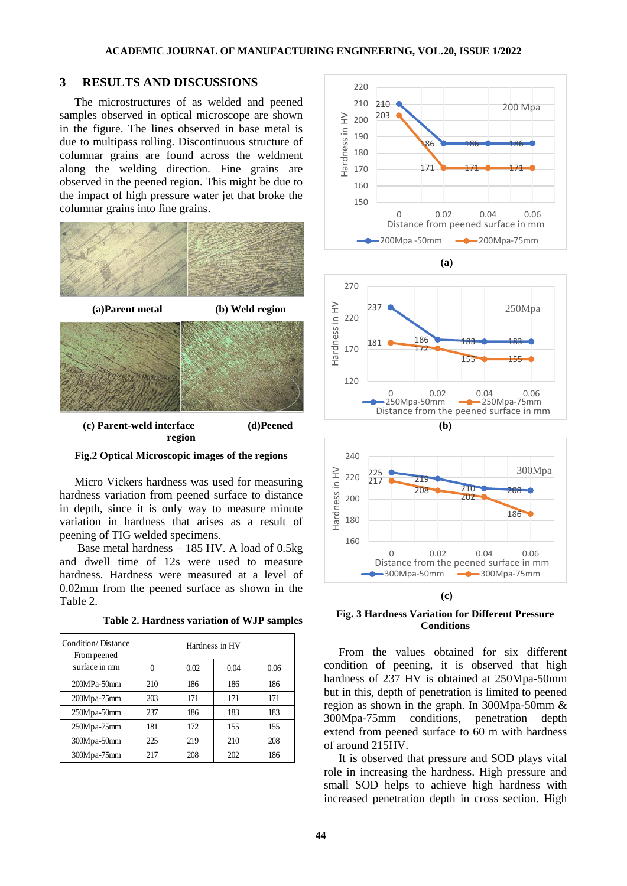## 3 RESULTS AND DISCUSSIONS

The microstructures of as welded and peened samples observed in optical microscope are shown in the figure. The lines observed in base metal is due to multipass rolling. Discontinuous structure of columnar grains are found across the weldment along the welding direction. Fine grains are observed in the peened region. This might be due to the impact of high pressure water jet that broke the columnar grains into fine grains.

(a)Parent metal (b) Weld region

(c) Parent-weld interface region (d)Peened

**Fig.2 Optical Microscopic images of the regions**

Micro Vickers hardness was used for measuring hardness variation from peened surface to distance in depth, since it is only way to measure minute variation in hardness that arises as a result of peening of TIG welded specimens.

Base metal hardness – 185 HV. A load of 0.5kg and dwell time of 12s were used to measure hardness. Hardness were measured at a level of 0.02mm from the peened surface as shown in the Table 2.

**Table 2. Hardness variation of WJP samples**

| Condition/ Distance From peened surface in mm | Hardness in HV | | | |
|---|---|---|---|---|
| | 0 | 0.02 | 0.04 | 0.06 |
| 200MPa-50mm | 210 | 186 | 186 | 186 |
| 200Mpa-75mm | 203 | 171 | 171 | 171 |
| 250Mpa-50mm | 237 | 186 | 183 | 183 |
| 250Mpa-75mm | 181 | 172 | 155 | 155 |
| 300Mpa-50mm | 225 | 219 | 210 | 208 |
| 300Mpa-75mm | 217 | 208 | 202 | 186 |

(a)

(b)

(c)

**Fig. 3 Hardness Variation for Different Pressure Conditions**

From the values obtained for six different condition of peening, it is observed that high hardness of 237 HV is obtained at 250Mpa-50mm but in this, depth of penetration is limited to peened region as shown in the graph. In 300Mpa-50mm & 300Mpa-75mm conditions, penetration depth extend from peened surface to 60 m with hardness of around 215HV.

It is observed that pressure and SOD plays vital role in increasing the hardness. High pressure and small SOD helps to achieve high hardness with increased penetration depth in cross section. High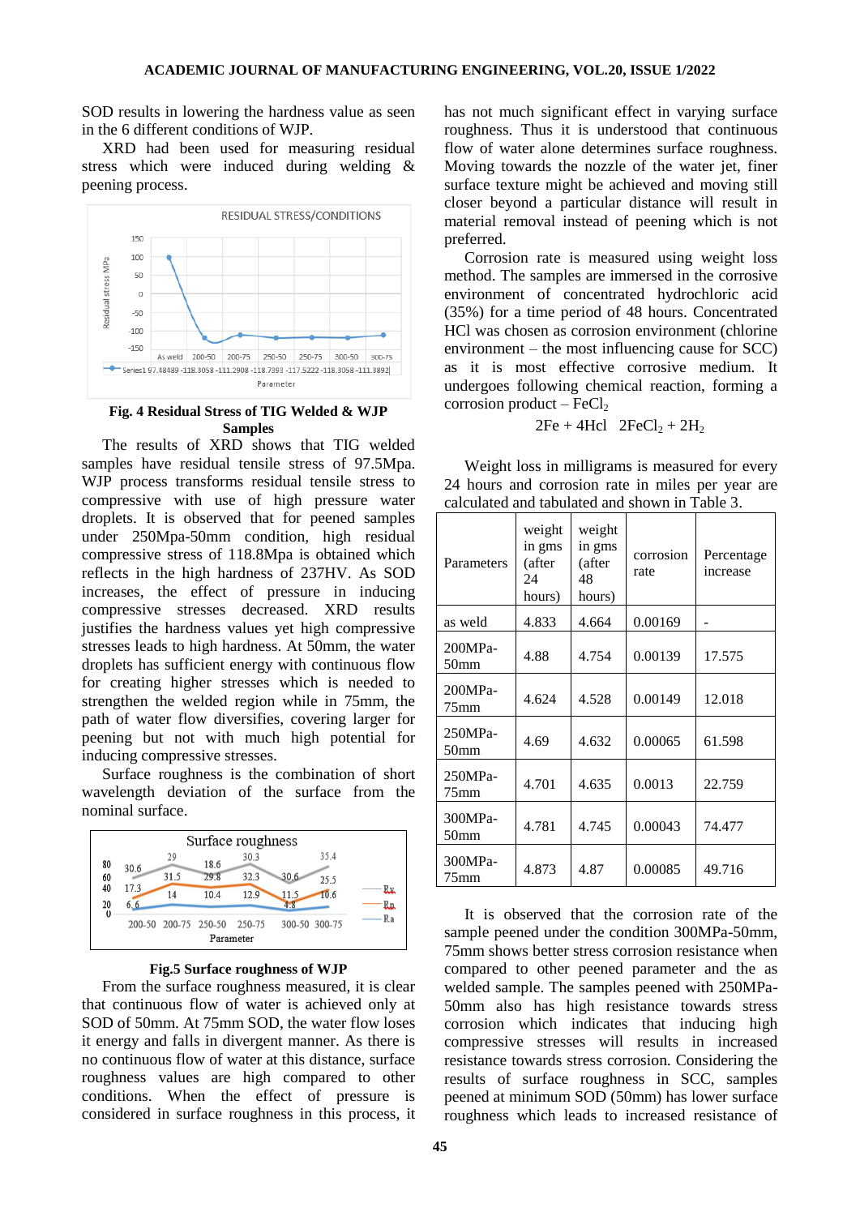SOD results in lowering the hardness value as seen in the 6 different conditions of WJP.

XRD had been used for measuring residual stress which were induced during welding & peening process.

**Fig. 4 Residual Stress of TIG Welded & WJP Samples**

The results of XRD shows that TIG welded samples have residual tensile stress of 97.5Mpa. WJP process transforms residual tensile stress to compressive with use of high pressure water droplets. It is observed that for peened samples under 250Mpa-50mm condition, high residual compressive stress of 118.8Mpa is obtained which reflects in the high hardness of 237HV. As SOD increases, the effect of pressure in inducing compressive stresses decreased. XRD results justifies the hardness values yet high compressive stresses leads to high hardness. At 50mm, the water droplets has sufficient energy with continuous flow for creating higher stresses which is needed to strengthen the welded region while in 75mm, the path of water flow diversifies, covering larger for peening but not with much high potential for inducing compressive stresses.

Surface roughness is the combination of short wavelength deviation of the surface from the nominal surface.

**Fig.5 Surface roughness of WJP**

From the surface roughness measured, it is clear that continuous flow of water is achieved only at SOD of 50mm. At 75mm SOD, the water flow loses it energy and falls in divergent manner. As there is no continuous flow of water at this distance, surface roughness values are high compared to other conditions. When the effect of pressure is considered in surface roughness in this process, it has not much significant effect in varying surface roughness. Thus it is understood that continuous flow of water alone determines surface roughness. Moving towards the nozzle of the water jet, finer surface texture might be achieved and moving still closer beyond a particular distance will result in material removal instead of peening which is not preferred.

Corrosion rate is measured using weight loss method. The samples are immersed in the corrosive environment of concentrated hydrochloric acid (35%) for a time period of 48 hours. Concentrated HCl was chosen as corrosion environment (chlorine environment – the most influencing cause for SCC) as it is most effective corrosive medium. It undergoes following chemical reaction, forming a corrosion product – $FeCl_2$

$$2Fe + 4HCl \quad 2FeCl_2 + 2H_2$$

Weight loss in milligrams is measured for every 24 hours and corrosion rate in miles per year are calculated and tabulated and shown in Table 3.

| Parameters | weight in gms (after 24 hours) | weight in gms (after 48 hours) | corrosion rate | Percentage increase |
|---|---|---|---|---|
| as weld | 4.833 | 4.664 | 0.00169 | - |
| 200MPa-50mm | 4.88 | 4.754 | 0.00139 | 17.575 |
| 200MPa-75mm | 4.624 | 4.528 | 0.00149 | 12.018 |
| 250MPa-50mm | 4.69 | 4.632 | 0.00065 | 61.598 |
| 250MPa-75mm | 4.701 | 4.635 | 0.0013 | 22.759 |
| 300MPa-50mm | 4.781 | 4.745 | 0.00043 | 74.477 |
| 300MPa-75mm | 4.873 | 4.87 | 0.00085 | 49.716 |

It is observed that the corrosion rate of the sample peened under the condition 300MPa-50mm, 75mm shows better stress corrosion resistance when compared to other peened parameter and the as welded sample. The samples peened with 250MPa-50mm also has high resistance towards stress corrosion which indicates that inducing high compressive stresses will results in increased resistance towards stress corrosion. Considering the results of surface roughness in SCC, samples peened at minimum SOD (50mm) has lower surface roughness which leads to increased resistance of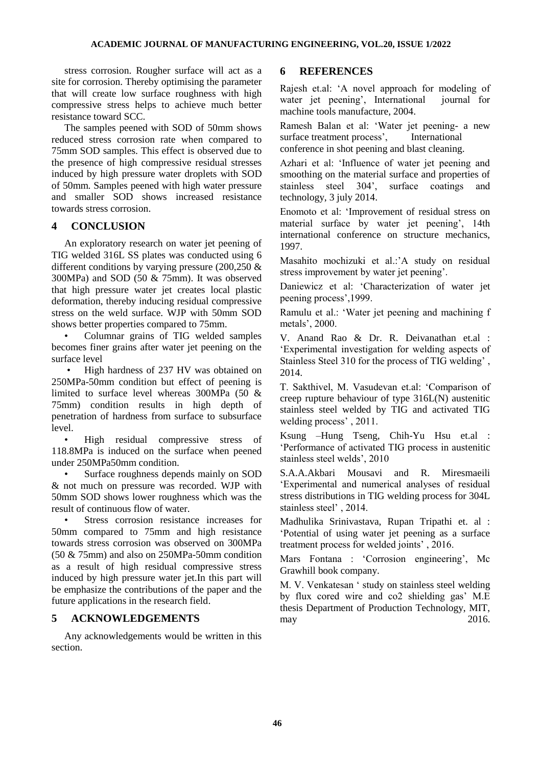stress corrosion. Rougher surface will act as a site for corrosion. Thereby optimising the parameter that will create low surface roughness with high compressive stress helps to achieve much better resistance toward SCC.

The samples peened with SOD of 50mm shows reduced stress corrosion rate when compared to 75mm SOD samples. This effect is observed due to the presence of high compressive residual stresses induced by high pressure water droplets with SOD of 50mm. Samples peened with high water pressure and smaller SOD shows increased resistance towards stress corrosion.

## 4 CONCLUSION

An exploratory research on water jet peening of TIG welded 316L SS plates was conducted using 6 different conditions by varying pressure (200,250 & 300MPa) and SOD (50 & 75mm). It was observed that high pressure water jet creates local plastic deformation, thereby inducing residual compressive stress on the weld surface. WJP with 50mm SOD shows better properties compared to 75mm.

- Columnar grains of TIG welded samples becomes finer grains after water jet peening on the surface level
- High hardness of 237 HV was obtained on 250MPa-50mm condition but effect of peening is limited to surface level whereas 300MPa (50 & 75mm) condition results in high depth of penetration of hardness from surface to subsurface level.
- High residual compressive stress of 118.8MPa is induced on the surface when peened under 250MPa50mm condition.
- Surface roughness depends mainly on SOD & not much on pressure was recorded. WJP with 50mm SOD shows lower roughness which was the result of continuous flow of water.
- Stress corrosion resistance increases for 50mm compared to 75mm and high resistance towards stress corrosion was observed on 300MPa (50 & 75mm) and also on 250MPa-50mm condition as a result of high residual compressive stress induced by high pressure water jet.In this part will be emphasize the contributions of the paper and the future applications in the research field.

## 5 ACKNOWLEDGEMENTS

Any acknowledgements would be written in this section.

## 6 REFERENCES

Rajesh et.al: 'A novel approach for modeling of water jet peening', International journal for machine tools manufacture, 2004.

Ramesh Balan et al: 'Water jet peening- a new surface treatment process', International conference in shot peening and blast cleaning.

Azhari et al: 'Influence of water jet peening and smoothing on the material surface and properties of stainless steel 304', surface coatings and technology, 3 july 2014.

Enomoto et al: 'Improvement of residual stress on material surface by water jet peening', 14th international conference on structure mechanics, 1997.

Masahito mochizuki et al.:'A study on residual stress improvement by water jet peening'.

Daniewicz et al: 'Characterization of water jet peening process',1999.

Ramulu et al.: 'Water jet peening and machining f metals', 2000.

V. Anand Rao & Dr. R. Deivanathan et.al : 'Experimental investigation for welding aspects of Stainless Steel 310 for the process of TIG welding' , 2014.

T. Sakthivel, M. Vasudevan et.al: 'Comparison of creep rupture behaviour of type 316L(N) austenitic stainless steel welded by TIG and activated TIG welding process' , 2011.

Ksung –Hung Tseng, Chih-Yu Hsu et.al : 'Performance of activated TIG process in austenitic stainless steel welds', 2010

S.A.A.Akbari Mousavi and R. Miresmaeili 'Experimental and numerical analyses of residual stress distributions in TIG welding process for 304L stainless steel' , 2014.

Madhulika Srinivastava, Rupan Tripathi et. al : 'Potential of using water jet peening as a surface treatment process for welded joints' , 2016.

Mars Fontana : 'Corrosion engineering', Mc Grawhill book company.

M. V. Venkatesan ' study on stainless steel welding by flux cored wire and co2 shielding gas' M.E thesis Department of Production Technology, MIT, may 2016.